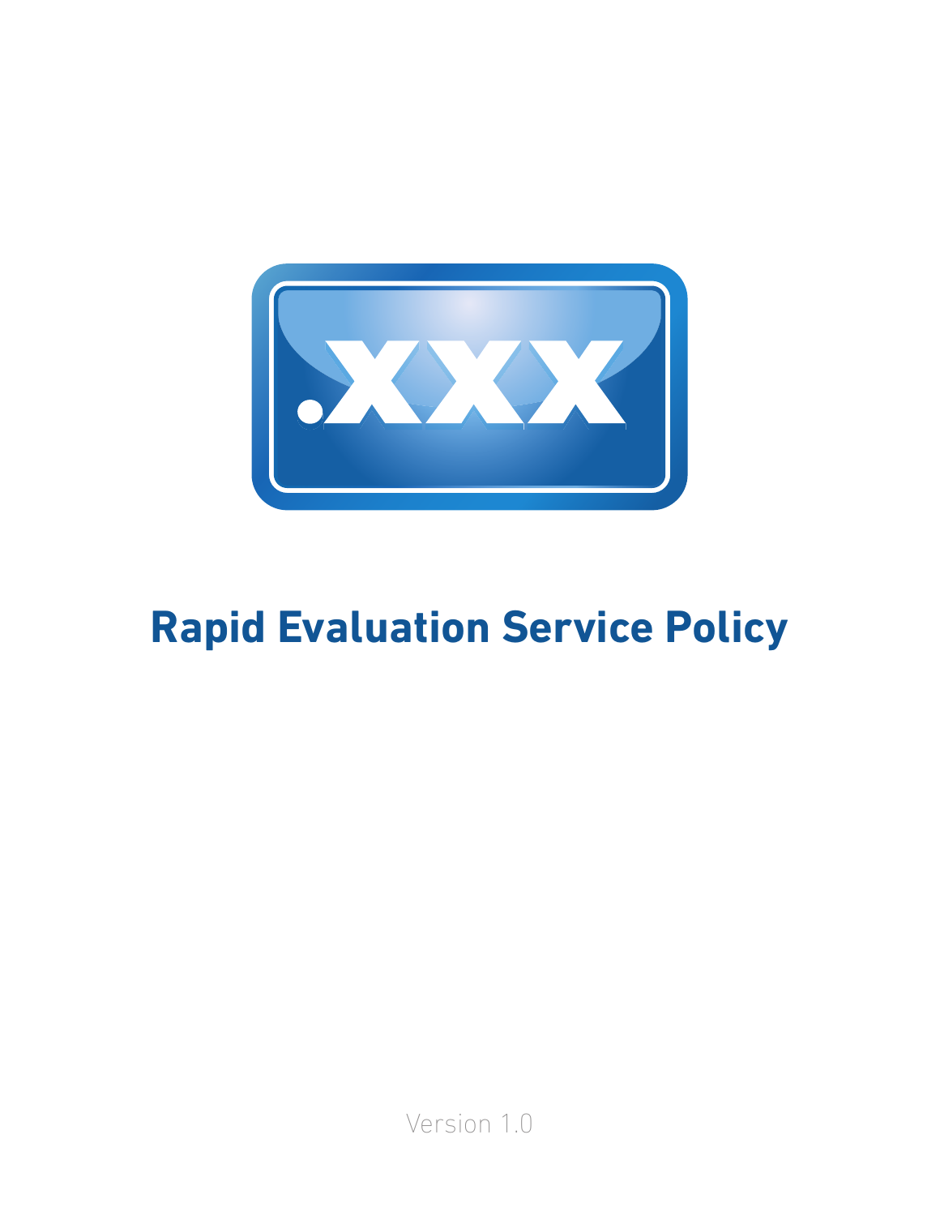.XXX

# Rapid Evaluation Service Policy

Version 1.0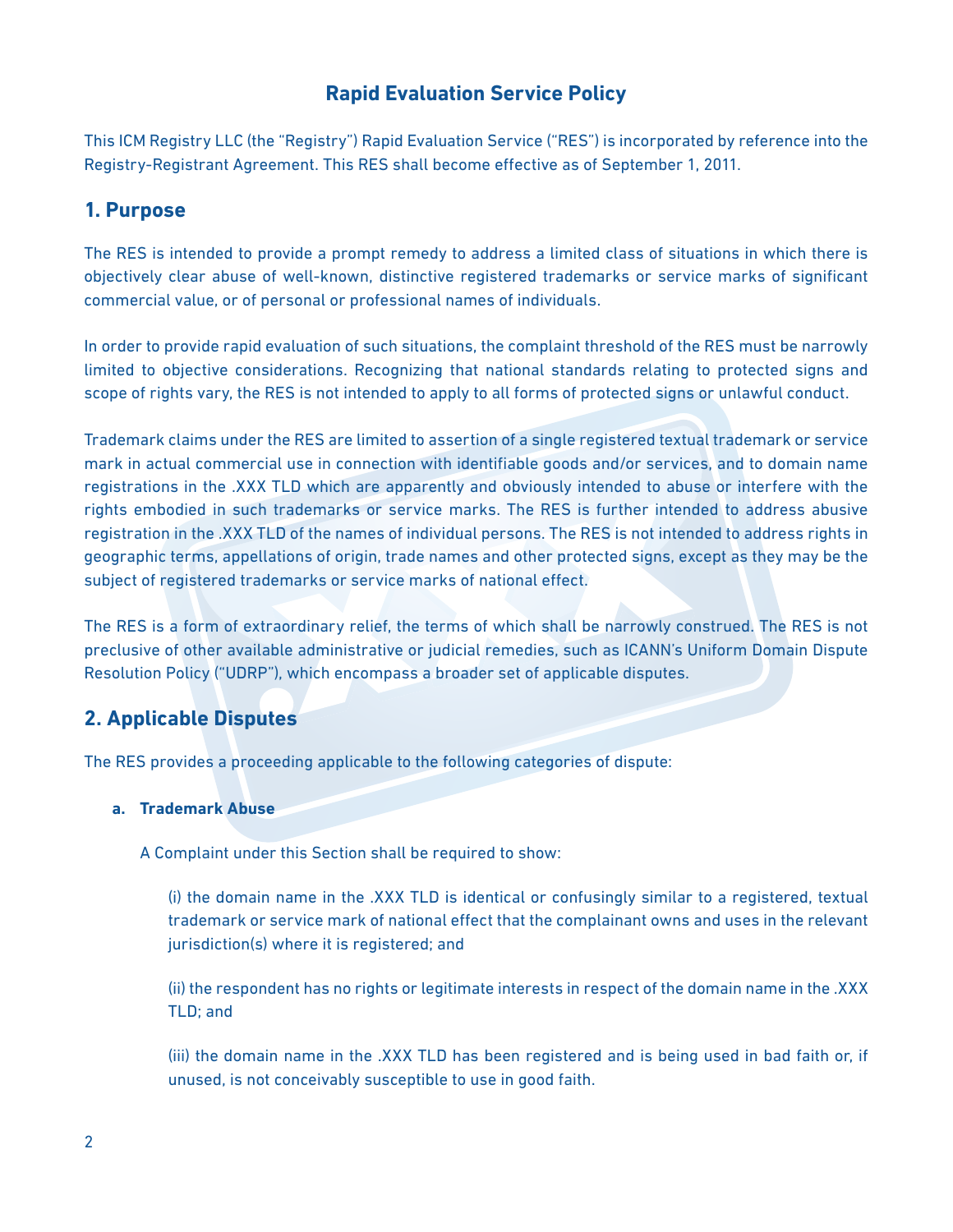# Rapid Evaluation Service Policy

This ICM Registry LLC (the "Registry") Rapid Evaluation Service ("RES") is incorporated by reference into the Registry-Registrant Agreement. This RES shall become effective as of September 1, 2011.

## 1. Purpose

The RES is intended to provide a prompt remedy to address a limited class of situations in which there is objectively clear abuse of well-known, distinctive registered trademarks or service marks of significant commercial value, or of personal or professional names of individuals.

In order to provide rapid evaluation of such situations, the complaint threshold of the RES must be narrowly limited to objective considerations. Recognizing that national standards relating to protected signs and scope of rights vary, the RES is not intended to apply to all forms of protected signs or unlawful conduct.

Trademark claims under the RES are limited to assertion of a single registered textual trademark or service mark in actual commercial use in connection with identifiable goods and/or services, and to domain name registrations in the .XXX TLD which are apparently and obviously intended to abuse or interfere with the rights embodied in such trademarks or service marks. The RES is further intended to address abusive registration in the .XXX TLD of the names of individual persons. The RES is not intended to address rights in geographic terms, appellations of origin, trade names and other protected signs, except as they may be the subject of registered trademarks or service marks of national effect.

The RES is a form of extraordinary relief, the terms of which shall be narrowly construed. The RES is not preclusive of other available administrative or judicial remedies, such as ICANN's Uniform Domain Dispute Resolution Policy ("UDRP"), which encompass a broader set of applicable disputes.

## 2. Applicable Disputes

The RES provides a proceeding applicable to the following categories of dispute:

### a. Trademark Abuse

A Complaint under this Section shall be required to show:

(i) the domain name in the .XXX TLD is identical or confusingly similar to a registered, textual trademark or service mark of national effect that the complainant owns and uses in the relevant jurisdiction(s) where it is registered; and

(ii) the respondent has no rights or legitimate interests in respect of the domain name in the .XXX TLD; and

(iii) the domain name in the .XXX TLD has been registered and is being used in bad faith or, if unused, is not conceivably susceptible to use in good faith.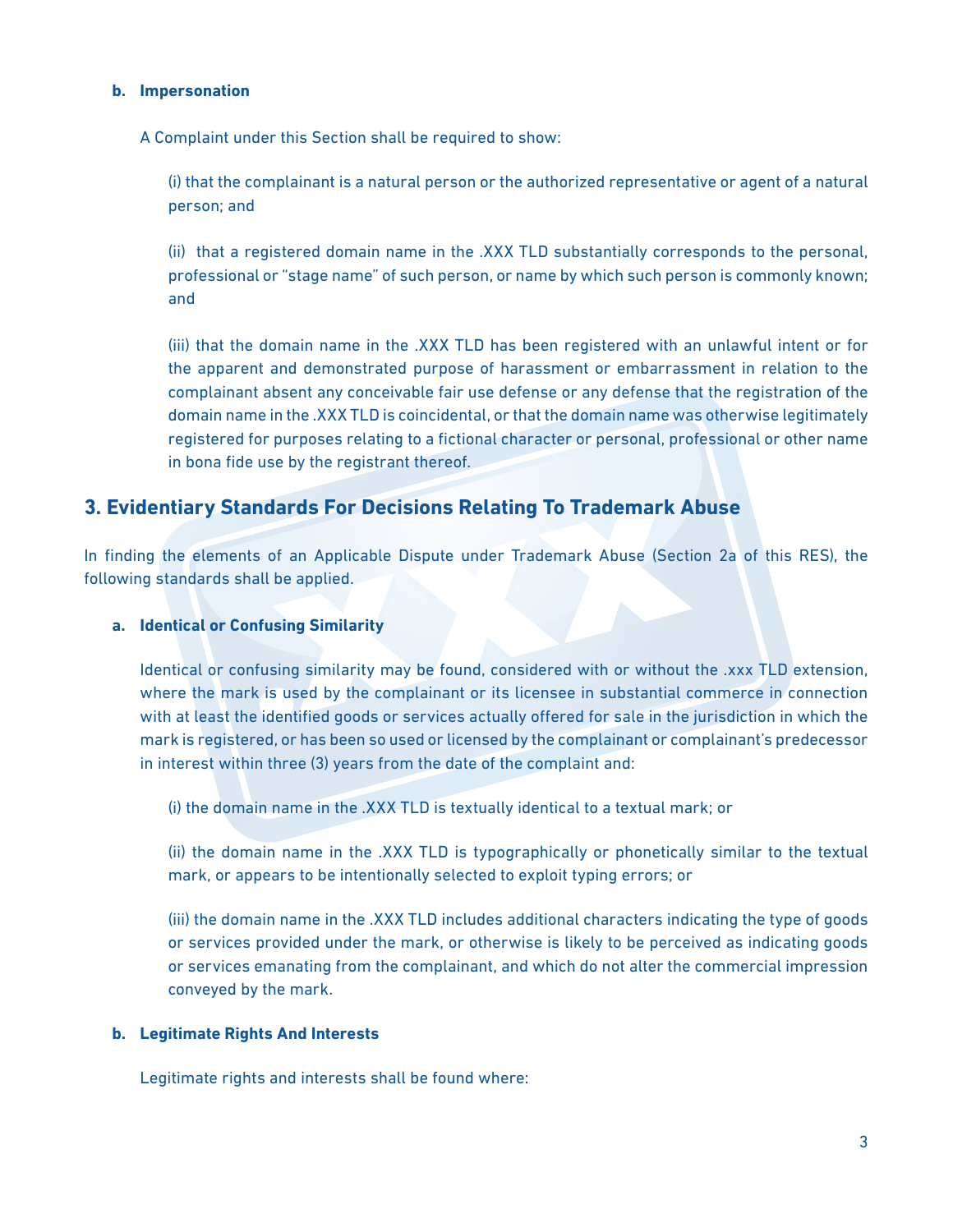**b. Impersonation**

A Complaint under this Section shall be required to show:

(i) that the complainant is a natural person or the authorized representative or agent of a natural person; and

(ii) that a registered domain name in the .XXX TLD substantially corresponds to the personal, professional or "stage name" of such person, or name by which such person is commonly known; and

(iii) that the domain name in the .XXX TLD has been registered with an unlawful intent or for the apparent and demonstrated purpose of harassment or embarrassment in relation to the complainant absent any conceivable fair use defense or any defense that the registration of the domain name in the .XXX TLD is coincidental, or that the domain name was otherwise legitimately registered for purposes relating to a fictional character or personal, professional or other name in bona fide use by the registrant thereof.

## 3. Evidentiary Standards For Decisions Relating To Trademark Abuse

In finding the elements of an Applicable Dispute under Trademark Abuse (Section 2a of this RES), the following standards shall be applied.

**a. Identical or Confusing Similarity**

Identical or confusing similarity may be found, considered with or without the .xxx TLD extension, where the mark is used by the complainant or its licensee in substantial commerce in connection with at least the identified goods or services actually offered for sale in the jurisdiction in which the mark is registered, or has been so used or licensed by the complainant or complainant's predecessor in interest within three (3) years from the date of the complaint and:

(i) the domain name in the .XXX TLD is textually identical to a textual mark; or

(ii) the domain name in the .XXX TLD is typographically or phonetically similar to the textual mark, or appears to be intentionally selected to exploit typing errors; or

(iii) the domain name in the .XXX TLD includes additional characters indicating the type of goods or services provided under the mark, or otherwise is likely to be perceived as indicating goods or services emanating from the complainant, and which do not alter the commercial impression conveyed by the mark.

**b. Legitimate Rights And Interests**

Legitimate rights and interests shall be found where: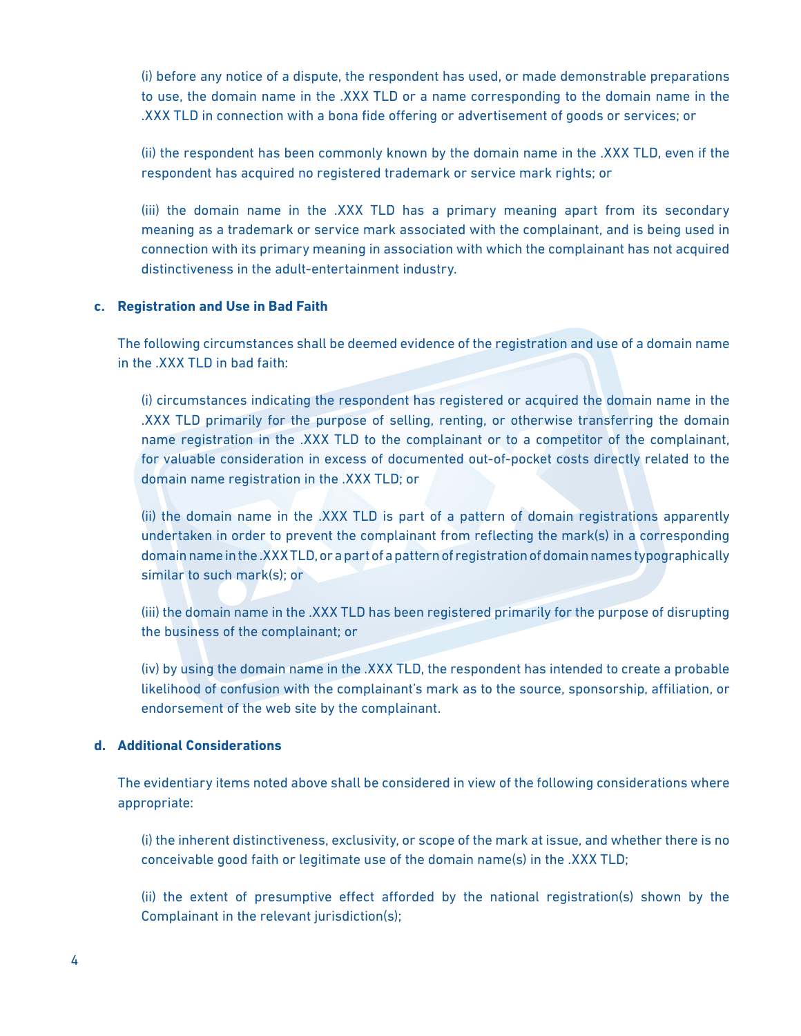(i) before any notice of a dispute, the respondent has used, or made demonstrable preparations to use, the domain name in the .XXX TLD or a name corresponding to the domain name in the .XXX TLD in connection with a bona fide offering or advertisement of goods or services; or

(ii) the respondent has been commonly known by the domain name in the .XXX TLD, even if the respondent has acquired no registered trademark or service mark rights; or

(iii) the domain name in the .XXX TLD has a primary meaning apart from its secondary meaning as a trademark or service mark associated with the complainant, and is being used in connection with its primary meaning in association with which the complainant has not acquired distinctiveness in the adult-entertainment industry.

**c. Registration and Use in Bad Faith**

The following circumstances shall be deemed evidence of the registration and use of a domain name in the .XXX TLD in bad faith:

(i) circumstances indicating the respondent has registered or acquired the domain name in the .XXX TLD primarily for the purpose of selling, renting, or otherwise transferring the domain name registration in the .XXX TLD to the complainant or to a competitor of the complainant, for valuable consideration in excess of documented out-of-pocket costs directly related to the domain name registration in the .XXX TLD; or

(ii) the domain name in the .XXX TLD is part of a pattern of domain registrations apparently undertaken in order to prevent the complainant from reflecting the mark(s) in a corresponding domain name in the .XXX TLD, or a part of a pattern of registration of domain names typographically similar to such mark(s); or

(iii) the domain name in the .XXX TLD has been registered primarily for the purpose of disrupting the business of the complainant; or

(iv) by using the domain name in the .XXX TLD, the respondent has intended to create a probable likelihood of confusion with the complainant's mark as to the source, sponsorship, affiliation, or endorsement of the web site by the complainant.

**d. Additional Considerations**

The evidentiary items noted above shall be considered in view of the following considerations where appropriate:

(i) the inherent distinctiveness, exclusivity, or scope of the mark at issue, and whether there is no conceivable good faith or legitimate use of the domain name(s) in the .XXX TLD;

(ii) the extent of presumptive effect afforded by the national registration(s) shown by the Complainant in the relevant jurisdiction(s);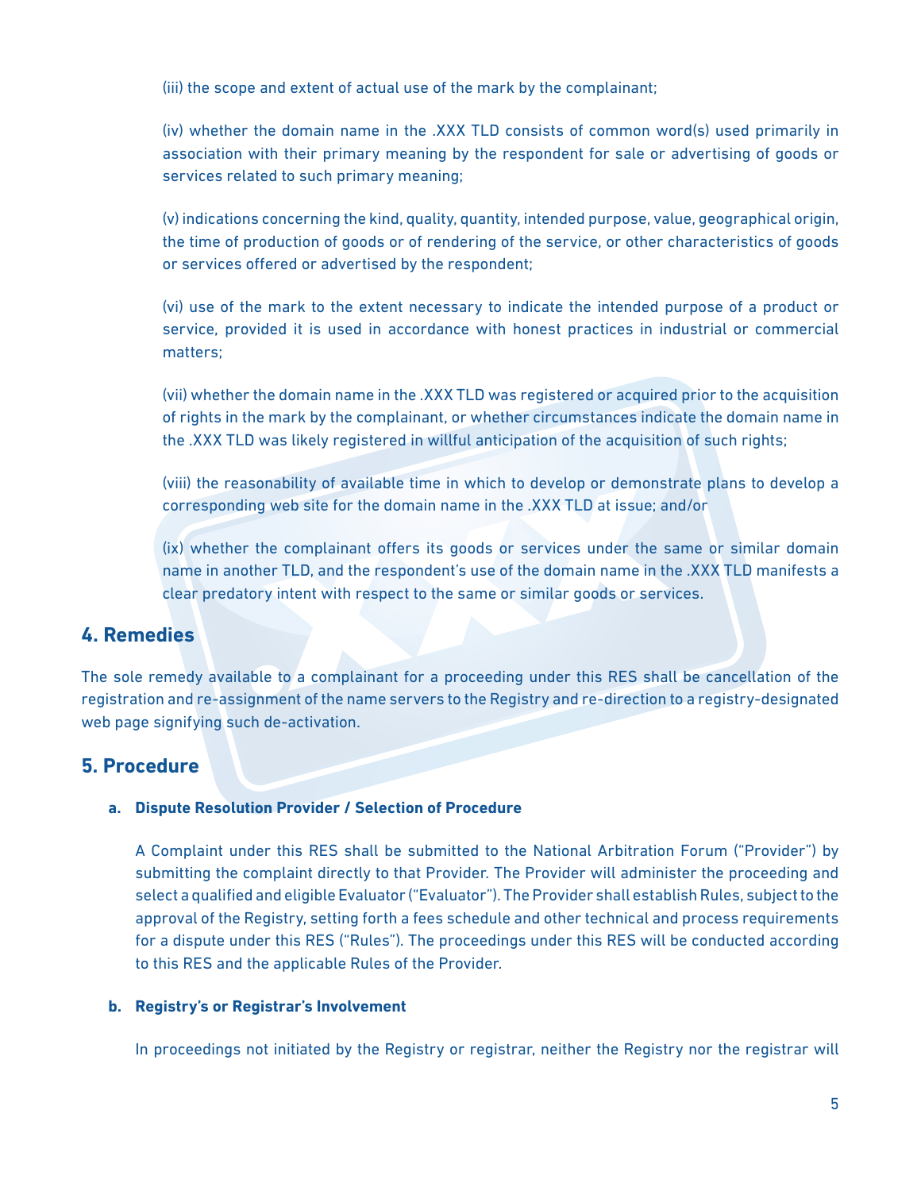(iii) the scope and extent of actual use of the mark by the complainant;

(iv) whether the domain name in the .XXX TLD consists of common word(s) used primarily in association with their primary meaning by the respondent for sale or advertising of goods or services related to such primary meaning;

(v) indications concerning the kind, quality, quantity, intended purpose, value, geographical origin, the time of production of goods or of rendering of the service, or other characteristics of goods or services offered or advertised by the respondent;

(vi) use of the mark to the extent necessary to indicate the intended purpose of a product or service, provided it is used in accordance with honest practices in industrial or commercial matters;

(vii) whether the domain name in the .XXX TLD was registered or acquired prior to the acquisition of rights in the mark by the complainant, or whether circumstances indicate the domain name in the .XXX TLD was likely registered in willful anticipation of the acquisition of such rights;

(viii) the reasonability of available time in which to develop or demonstrate plans to develop a corresponding web site for the domain name in the .XXX TLD at issue; and/or

(ix) whether the complainant offers its goods or services under the same or similar domain name in another TLD, and the respondent's use of the domain name in the .XXX TLD manifests a clear predatory intent with respect to the same or similar goods or services.

## 4. Remedies

The sole remedy available to a complainant for a proceeding under this RES shall be cancellation of the registration and re-assignment of the name servers to the Registry and re-direction to a registry-designated web page signifying such de-activation.

## 5. Procedure

### a. Dispute Resolution Provider / Selection of Procedure

A Complaint under this RES shall be submitted to the National Arbitration Forum ("Provider") by submitting the complaint directly to that Provider. The Provider will administer the proceeding and select a qualified and eligible Evaluator ("Evaluator"). The Provider shall establish Rules, subject to the approval of the Registry, setting forth a fees schedule and other technical and process requirements for a dispute under this RES ("Rules"). The proceedings under this RES will be conducted according to this RES and the applicable Rules of the Provider.

### b. Registry's or Registrar's Involvement

In proceedings not initiated by the Registry or registrar, neither the Registry nor the registrar will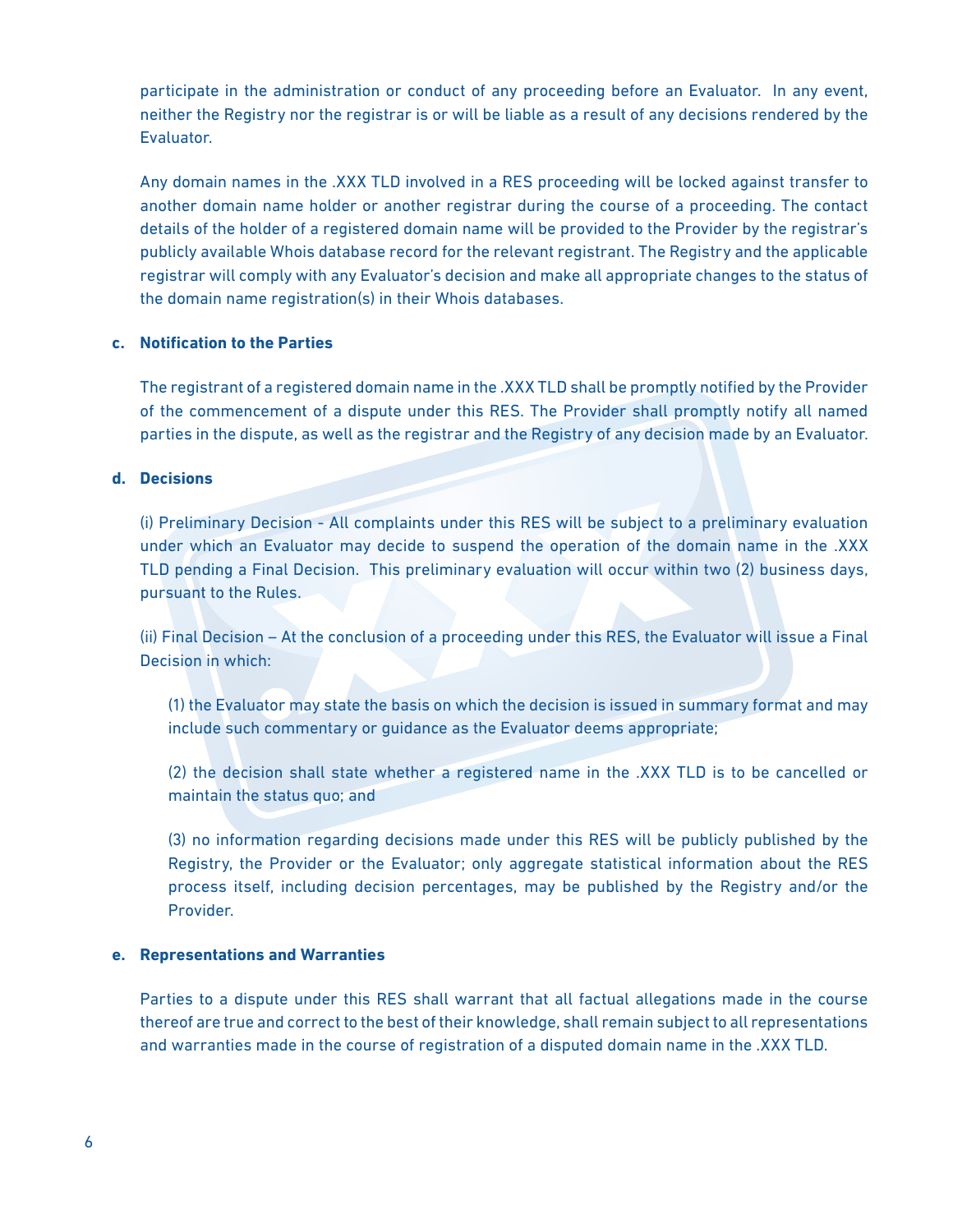participate in the administration or conduct of any proceeding before an Evaluator. In any event, neither the Registry nor the registrar is or will be liable as a result of any decisions rendered by the Evaluator.

Any domain names in the .XXX TLD involved in a RES proceeding will be locked against transfer to another domain name holder or another registrar during the course of a proceeding. The contact details of the holder of a registered domain name will be provided to the Provider by the registrar's publicly available Whois database record for the relevant registrant. The Registry and the applicable registrar will comply with any Evaluator's decision and make all appropriate changes to the status of the domain name registration(s) in their Whois databases.

**c. Notification to the Parties**

The registrant of a registered domain name in the .XXX TLD shall be promptly notified by the Provider of the commencement of a dispute under this RES. The Provider shall promptly notify all named parties in the dispute, as well as the registrar and the Registry of any decision made by an Evaluator.

**d. Decisions**

(i) Preliminary Decision - All complaints under this RES will be subject to a preliminary evaluation under which an Evaluator may decide to suspend the operation of the domain name in the .XXX TLD pending a Final Decision. This preliminary evaluation will occur within two (2) business days, pursuant to the Rules.

(ii) Final Decision – At the conclusion of a proceeding under this RES, the Evaluator will issue a Final Decision in which:

> (1) the Evaluator may state the basis on which the decision is issued in summary format and may include such commentary or guidance as the Evaluator deems appropriate;
>
> (2) the decision shall state whether a registered name in the .XXX TLD is to be cancelled or maintain the status quo; and
>
> (3) no information regarding decisions made under this RES will be publicly published by the Registry, the Provider or the Evaluator; only aggregate statistical information about the RES process itself, including decision percentages, may be published by the Registry and/or the Provider.

**e. Representations and Warranties**

Parties to a dispute under this RES shall warrant that all factual allegations made in the course thereof are true and correct to the best of their knowledge, shall remain subject to all representations and warranties made in the course of registration of a disputed domain name in the .XXX TLD.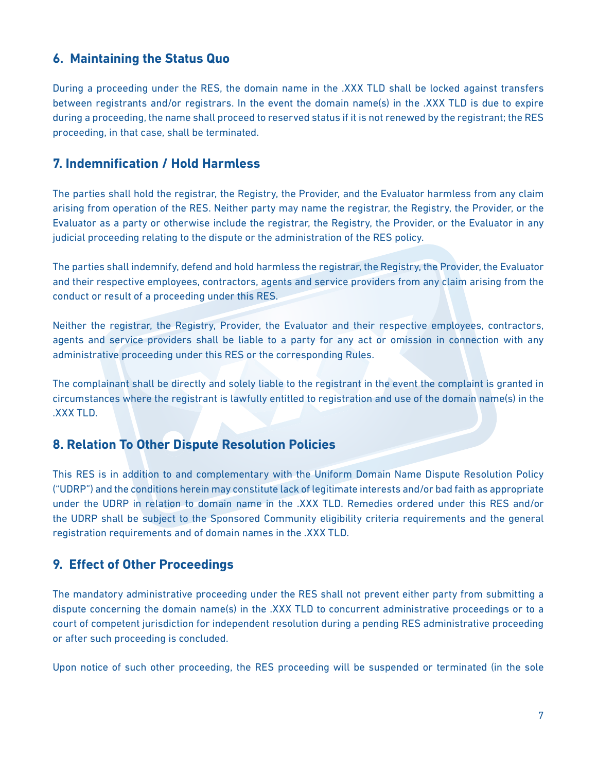## 6. Maintaining the Status Quo

During a proceeding under the RES, the domain name in the .XXX TLD shall be locked against transfers between registrants and/or registrars. In the event the domain name(s) in the .XXX TLD is due to expire during a proceeding, the name shall proceed to reserved status if it is not renewed by the registrant; the RES proceeding, in that case, shall be terminated.

## 7. Indemnification / Hold Harmless

The parties shall hold the registrar, the Registry, the Provider, and the Evaluator harmless from any claim arising from operation of the RES. Neither party may name the registrar, the Registry, the Provider, or the Evaluator as a party or otherwise include the registrar, the Registry, the Provider, or the Evaluator in any judicial proceeding relating to the dispute or the administration of the RES policy.

The parties shall indemnify, defend and hold harmless the registrar, the Registry, the Provider, the Evaluator and their respective employees, contractors, agents and service providers from any claim arising from the conduct or result of a proceeding under this RES.

Neither the registrar, the Registry, Provider, the Evaluator and their respective employees, contractors, agents and service providers shall be liable to a party for any act or omission in connection with any administrative proceeding under this RES or the corresponding Rules.

The complainant shall be directly and solely liable to the registrant in the event the complaint is granted in circumstances where the registrant is lawfully entitled to registration and use of the domain name(s) in the .XXX TLD.

## 8. Relation To Other Dispute Resolution Policies

This RES is in addition to and complementary with the Uniform Domain Name Dispute Resolution Policy ("UDRP") and the conditions herein may constitute lack of legitimate interests and/or bad faith as appropriate under the UDRP in relation to domain name in the .XXX TLD. Remedies ordered under this RES and/or the UDRP shall be subject to the Sponsored Community eligibility criteria requirements and the general registration requirements and of domain names in the .XXX TLD.

## 9. Effect of Other Proceedings

The mandatory administrative proceeding under the RES shall not prevent either party from submitting a dispute concerning the domain name(s) in the .XXX TLD to concurrent administrative proceedings or to a court of competent jurisdiction for independent resolution during a pending RES administrative proceeding or after such proceeding is concluded.

Upon notice of such other proceeding, the RES proceeding will be suspended or terminated (in the sole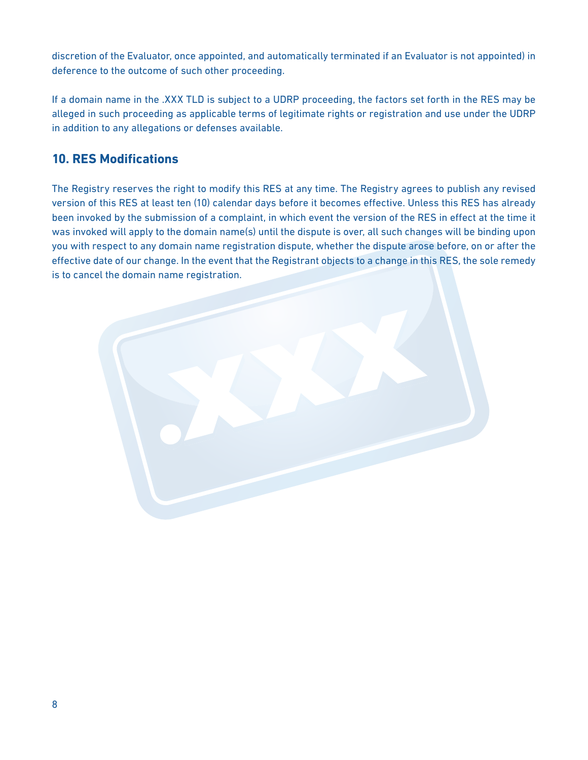discretion of the Evaluator, once appointed, and automatically terminated if an Evaluator is not appointed) in deference to the outcome of such other proceeding.

If a domain name in the .XXX TLD is subject to a UDRP proceeding, the factors set forth in the RES may be alleged in such proceeding as applicable terms of legitimate rights or registration and use under the UDRP in addition to any allegations or defenses available.

## 10. RES Modifications

The Registry reserves the right to modify this RES at any time. The Registry agrees to publish any revised version of this RES at least ten (10) calendar days before it becomes effective. Unless this RES has already been invoked by the submission of a complaint, in which event the version of the RES in effect at the time it was invoked will apply to the domain name(s) until the dispute is over, all such changes will be binding upon you with respect to any domain name registration dispute, whether the dispute arose before, on or after the effective date of our change. In the event that the Registrant objects to a change in this RES, the sole remedy is to cancel the domain name registration.